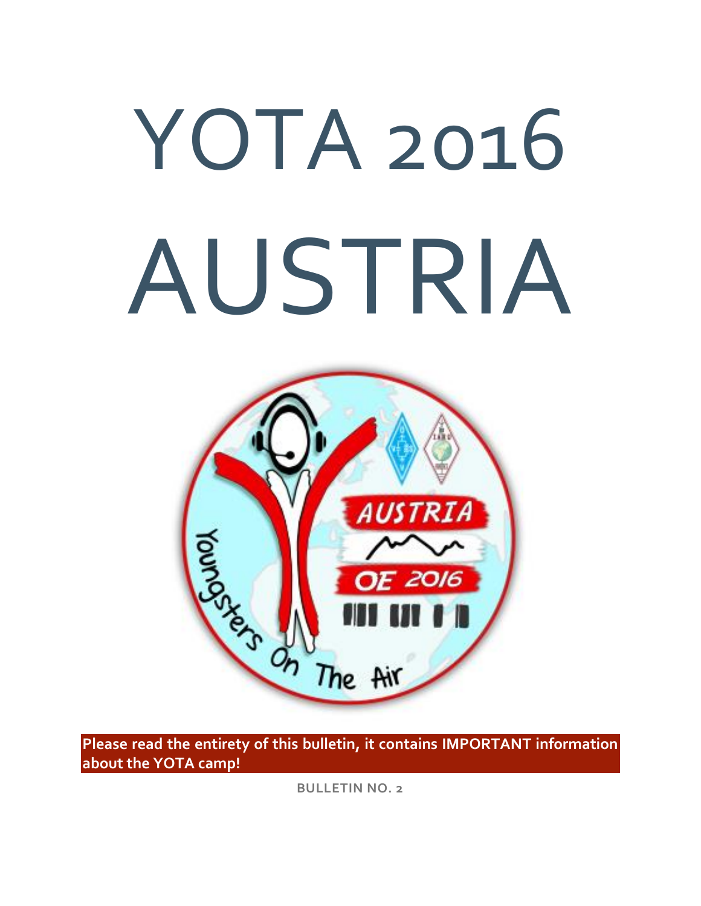# YOTA 2016 AUSTRIA

**Please read the entirety of this bulletin, it contains IMPORTANT information about the YOTA camp!**

**BULLETIN NO. 2**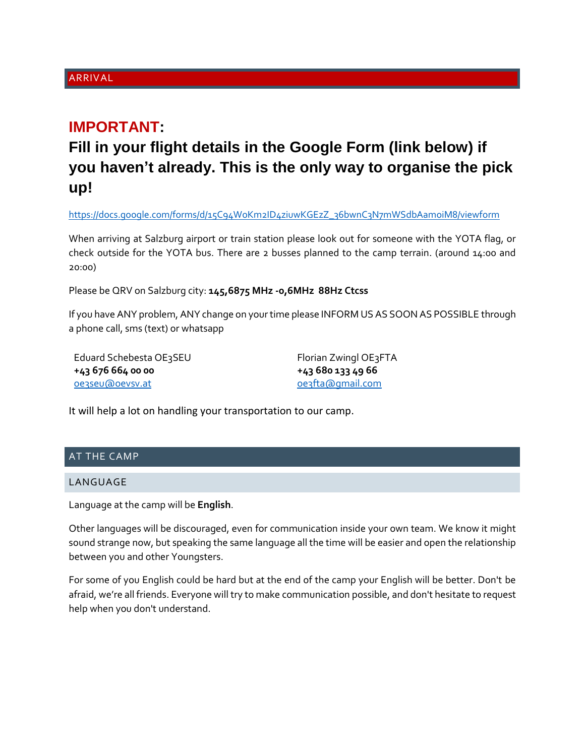## ARRIVAL

**IMPORTANT:**

**Fill in your flight details in the Google Form (link below) if you haven't already. This is the only way to organise the pick up!**

https://docs.google.com/forms/d/15C94WoKm2ID4ziuwKGEzZ_36bwnC3N7mWSdbAamoiM8/viewform

When arriving at Salzburg airport or train station please look out for someone with the YOTA flag, or check outside for the YOTA bus. There are 2 busses planned to the camp terrain. (around 14:00 and 20:00)

Please be QRV on Salzburg city: **145,6875 MHz -0,6MHz 88Hz Ctcss**

If you have ANY problem, ANY change on your time please INFORM US AS SOON AS POSSIBLE through a phone call, sms (text) or whatsapp

Eduard Schebesta OE3SEU
**+43 676 664 00 00**
oe3seu@oevsv.at

Florian Zwingl OE3FTA
**+43 680 133 49 66**
oe3fta@gmail.com

It will help a lot on handling your transportation to our camp.

## AT THE CAMP

### LANGUAGE

Language at the camp will be **English**.

Other languages will be discouraged, even for communication inside your own team. We know it might sound strange now, but speaking the same language all the time will be easier and open the relationship between you and other Youngsters.

For some of you English could be hard but at the end of the camp your English will be better. Don't be afraid, we're all friends. Everyone will try to make communication possible, and don't hesitate to request help when you don't understand.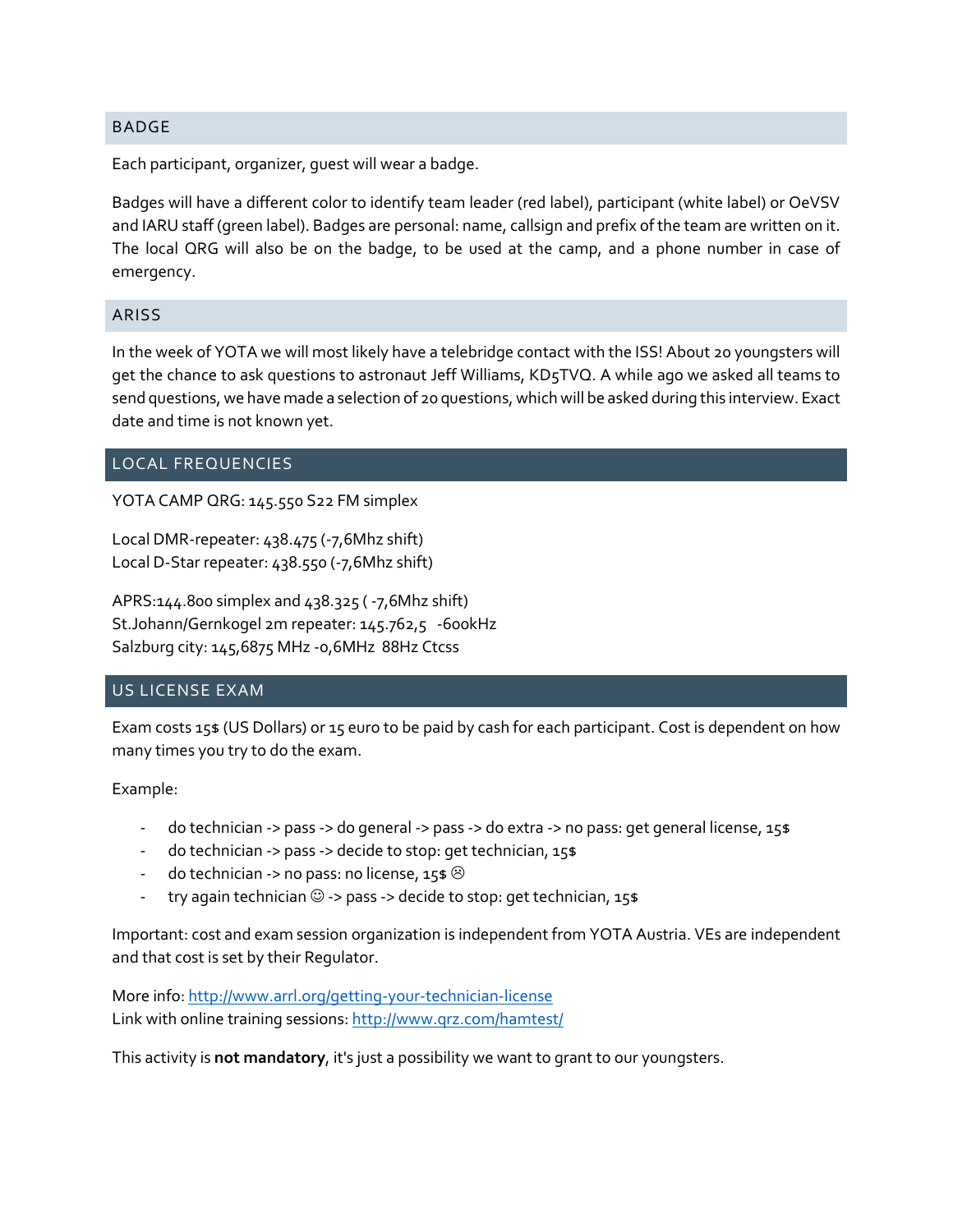## BADGE

Each participant, organizer, guest will wear a badge.

Badges will have a different color to identify team leader (red label), participant (white label) or OeVSV and IARU staff (green label). Badges are personal: name, callsign and prefix of the team are written on it. The local QRG will also be on the badge, to be used at the camp, and a phone number in case of emergency.

## ARISS

In the week of YOTA we will most likely have a telebridge contact with the ISS! About 20 youngsters will get the chance to ask questions to astronaut Jeff Williams, KD5TVQ. A while ago we asked all teams to send questions, we have made a selection of 20 questions, which will be asked during this interview. Exact date and time is not known yet.

## LOCAL FREQUENCIES

YOTA CAMP QRG: 145.550 S22 FM simplex

Local DMR-repeater: 438.475 (-7,6Mhz shift)
Local D-Star repeater: 438.550 (-7,6Mhz shift)

APRS:144.800 simplex and 438.325 ( -7,6Mhz shift)
St.Johann/Gernkogel 2m repeater: 145.762,5 -600kHz
Salzburg city: 145,6875 MHz -0,6MHz 88Hz Ctcss

## US LICENSE EXAM

Exam costs 15$ (US Dollars) or 15 euro to be paid by cash for each participant. Cost is dependent on how many times you try to do the exam.

Example:

- do technician -> pass -> do general -> pass -> do extra -> no pass: get general license, 15$
- do technician -> pass -> decide to stop: get technician, 15$
- do technician -> no pass: no license, 15$ ☹
- try again technician ☺ -> pass -> decide to stop: get technician, 15$

Important: cost and exam session organization is independent from YOTA Austria. VEs are independent and that cost is set by their Regulator.

More info: http://www.arrl.org/getting-your-technician-license
Link with online training sessions: http://www.qrz.com/hamtest/

This activity is **not mandatory**, it's just a possibility we want to grant to our youngsters.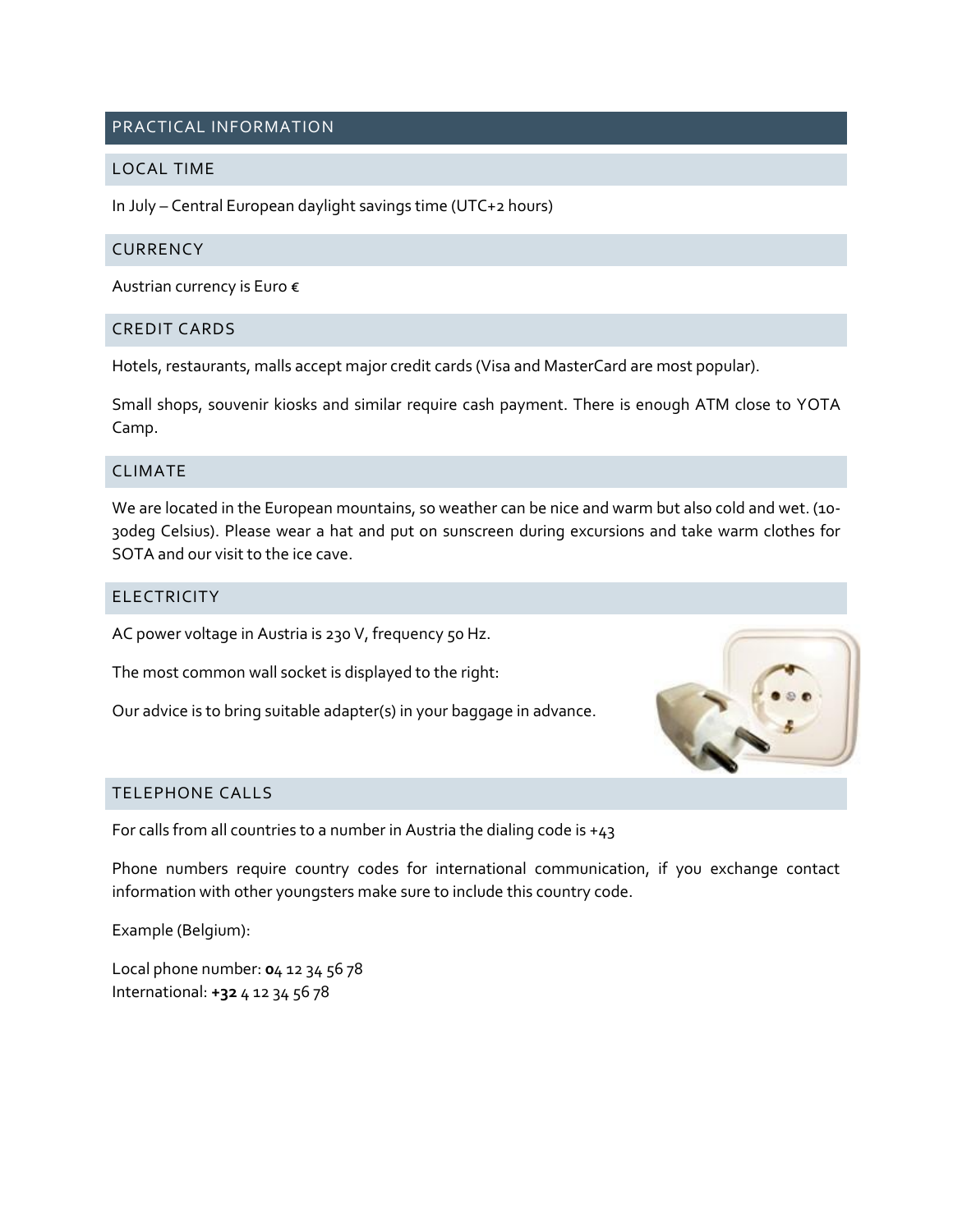# PRACTICAL INFORMATION

## LOCAL TIME

In July – Central European daylight savings time (UTC+2 hours)

## CURRENCY

Austrian currency is Euro €

## CREDIT CARDS

Hotels, restaurants, malls accept major credit cards (Visa and MasterCard are most popular).

Small shops, souvenir kiosks and similar require cash payment. There is enough ATM close to YOTA Camp.

## CLIMATE

We are located in the European mountains, so weather can be nice and warm but also cold and wet. (10-30deg Celsius). Please wear a hat and put on sunscreen during excursions and take warm clothes for SOTA and our visit to the ice cave.

## ELECTRICITY

AC power voltage in Austria is 230 V, frequency 50 Hz.

The most common wall socket is displayed to the right:

Our advice is to bring suitable adapter(s) in your baggage in advance.

## TELEPHONE CALLS

For calls from all countries to a number in Austria the dialing code is +43

Phone numbers require country codes for international communication, if you exchange contact information with other youngsters make sure to include this country code.

Example (Belgium):

Local phone number: **0**4 12 34 56 78
International: **+32** 4 12 34 56 78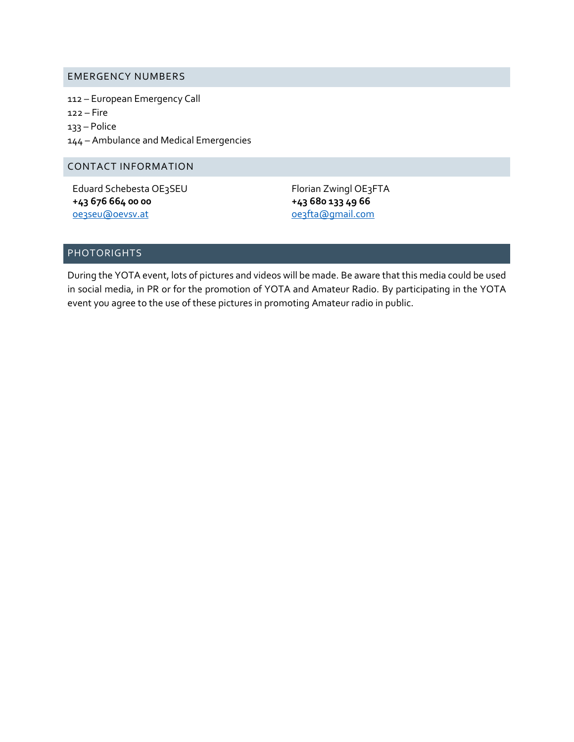## EMERGENCY NUMBERS

112 – European Emergency Call
122 – Fire
133 – Police
144 – Ambulance and Medical Emergencies

## CONTACT INFORMATION

Eduard Schebesta OE3SEU
**+43 676 664 00 00**
oe3seu@oevsv.at

Florian Zwingl OE3FTA
**+43 680 133 49 66**
oe3fta@gmail.com

## PHOTORIGHTS

During the YOTA event, lots of pictures and videos will be made. Be aware that this media could be used in social media, in PR or for the promotion of YOTA and Amateur Radio. By participating in the YOTA event you agree to the use of these pictures in promoting Amateur radio in public.